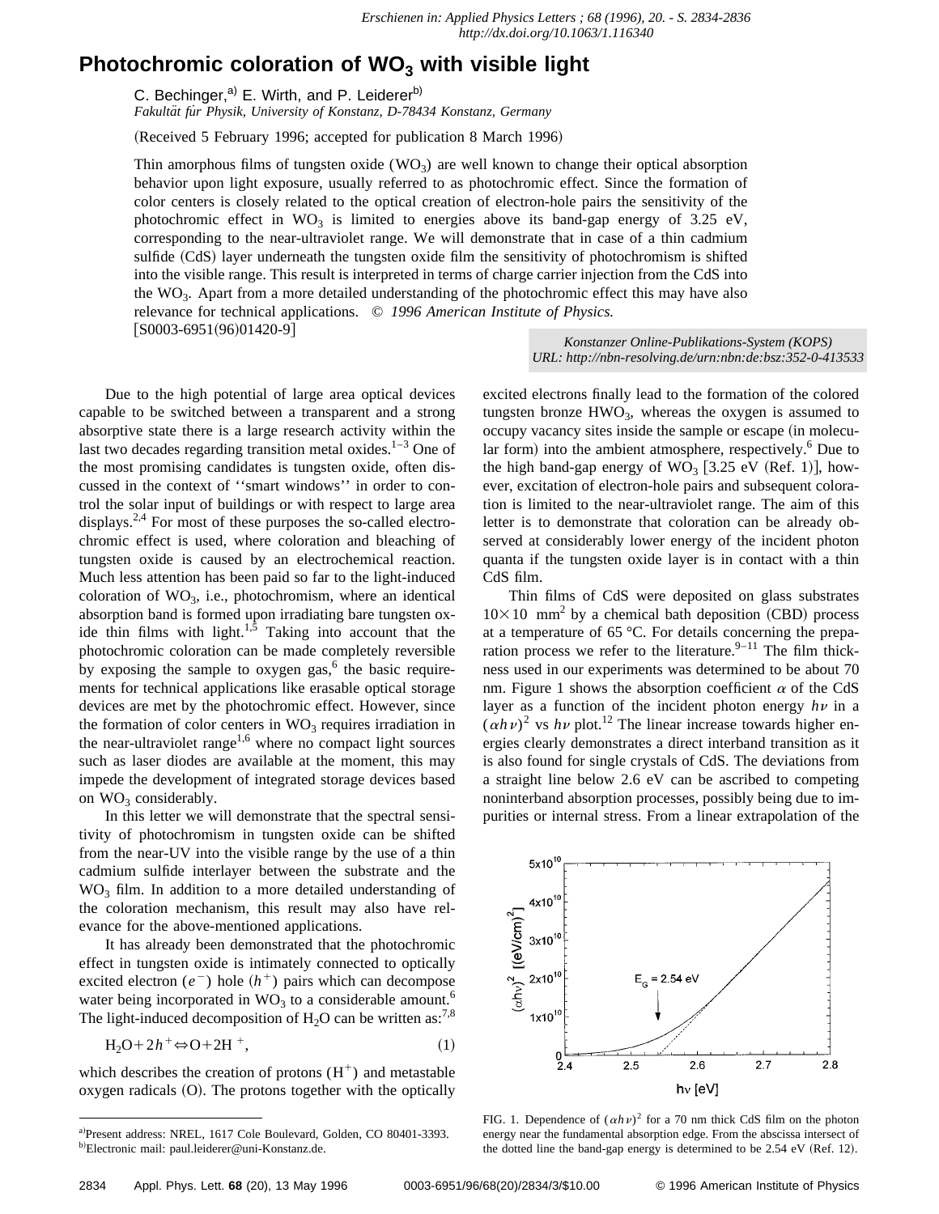Erschienen in: Applied Physics Letters ; 68 (1996), 20. - S. 2834-2836
http://dx.doi.org/10.1063/1.116340

# Photochromic coloration of $WO_3$ with visible light

C. Bechinger,[a] E. Wirth, and P. Leiderer[b]

*Fakultät für Physik, University of Konstanz, D-78434 Konstanz, Germany*

(Received 5 February 1996; accepted for publication 8 March 1996)

Thin amorphous films of tungsten oxide ($WO_3$) are well known to change their optical absorption behavior upon light exposure, usually referred to as photochromic effect. Since the formation of color centers is closely related to the optical creation of electron-hole pairs the sensitivity of the photochromic effect in $WO_3$ is limited to energies above its band-gap energy of 3.25 eV, corresponding to the near-ultraviolet range. We will demonstrate that in case of a thin cadmium sulfide (CdS) layer underneath the tungsten oxide film the sensitivity of photochromism is shifted into the visible range. This result is interpreted in terms of charge carrier injection from the CdS into the $WO_3$. Apart from a more detailed understanding of the photochromic effect this may have also relevance for technical applications. © *1996 American Institute of Physics.*
[S0003-6951(96)01420-9]

Konstanzer Online-Publikations-System (KOPS)
URL: http://nbn-resolving.de/urn:nbn:de:bsz:352-0-413533

Due to the high potential of large area optical devices capable to be switched between a transparent and a strong absorptive state there is a large research activity within the last two decades regarding transition metal oxides.[1–3] One of the most promising candidates is tungsten oxide, often discussed in the context of ''smart windows'' in order to control the solar input of buildings or with respect to large area displays.[2,4] For most of these purposes the so-called electrochromic effect is used, where coloration and bleaching of tungsten oxide is caused by an electrochemical reaction. Much less attention has been paid so far to the light-induced coloration of $WO_3$, i.e., photochromism, where an identical absorption band is formed upon irradiating bare tungsten oxide thin films with light.[1,5] Taking into account that the photochromic coloration can be made completely reversible by exposing the sample to oxygen gas,[6] the basic requirements for technical applications like erasable optical storage devices are met by the photochromic effect. However, since the formation of color centers in $WO_3$ requires irradiation in the near-ultraviolet range[1,6] where no compact light sources such as laser diodes are available at the moment, this may impede the development of integrated storage devices based on $WO_3$ considerably.

In this letter we will demonstrate that the spectral sensitivity of photochromism in tungsten oxide can be shifted from the near-UV into the visible range by the use of a thin cadmium sulfide interlayer between the substrate and the $WO_3$ film. In addition to a more detailed understanding of the coloration mechanism, this result may also have relevance for the above-mentioned applications.

It has already been demonstrated that the photochromic effect in tungsten oxide is intimately connected to optically excited electron ($e^-$) hole ($h^+$) pairs which can decompose water being incorporated in $WO_3$ to a considerable amount.[6] The light-induced decomposition of $H_2O$ can be written as:[7,8]

$$H_2O + 2h^+ \Leftrightarrow O + 2H^+, \tag{1}$$

which describes the creation of protons ($H^+$) and metastable oxygen radicals (O). The protons together with the optically excited electrons finally lead to the formation of the colored tungsten bronze $HWO_3$, whereas the oxygen is assumed to occupy vacancy sites inside the sample or escape (in molecular form) into the ambient atmosphere, respectively.[6] Due to the high band-gap energy of $WO_3$ [3.25 eV (Ref. 1)], however, excitation of electron-hole pairs and subsequent coloration is limited to the near-ultraviolet range. The aim of this letter is to demonstrate that coloration can be already observed at considerably lower energy of the incident photon quanta if the tungsten oxide layer is in contact with a thin CdS film.

Thin films of CdS were deposited on glass substrates $10\times10$ mm$^2$ by a chemical bath deposition (CBD) process at a temperature of 65 °C. For details concerning the preparation process we refer to the literature.[9–11] The film thickness used in our experiments was determined to be about 70 nm. Figure 1 shows the absorption coefficient $\alpha$ of the CdS layer as a function of the incident photon energy $h\nu$ in a $(\alpha h\nu)^2$ vs $h\nu$ plot.[12] The linear increase towards higher energies clearly demonstrates a direct interband transition as it is also found for single crystals of CdS. The deviations from a straight line below 2.6 eV can be ascribed to competing noninterband absorption processes, possibly being due to impurities or internal stress. From a linear extrapolation of the

FIG. 1. Dependence of $(\alpha h\nu)^2$ for a 70 nm thick CdS film on the photon energy near the fundamental absorption edge. From the abscissa intersect of the dotted line the band-gap energy is determined to be 2.54 eV (Ref. 12).

---

[a]Present address: NREL, 1617 Cole Boulevard, Golden, CO 80401-3393.
[b]Electronic mail: paul.leiderer@uni-Konstanz.de.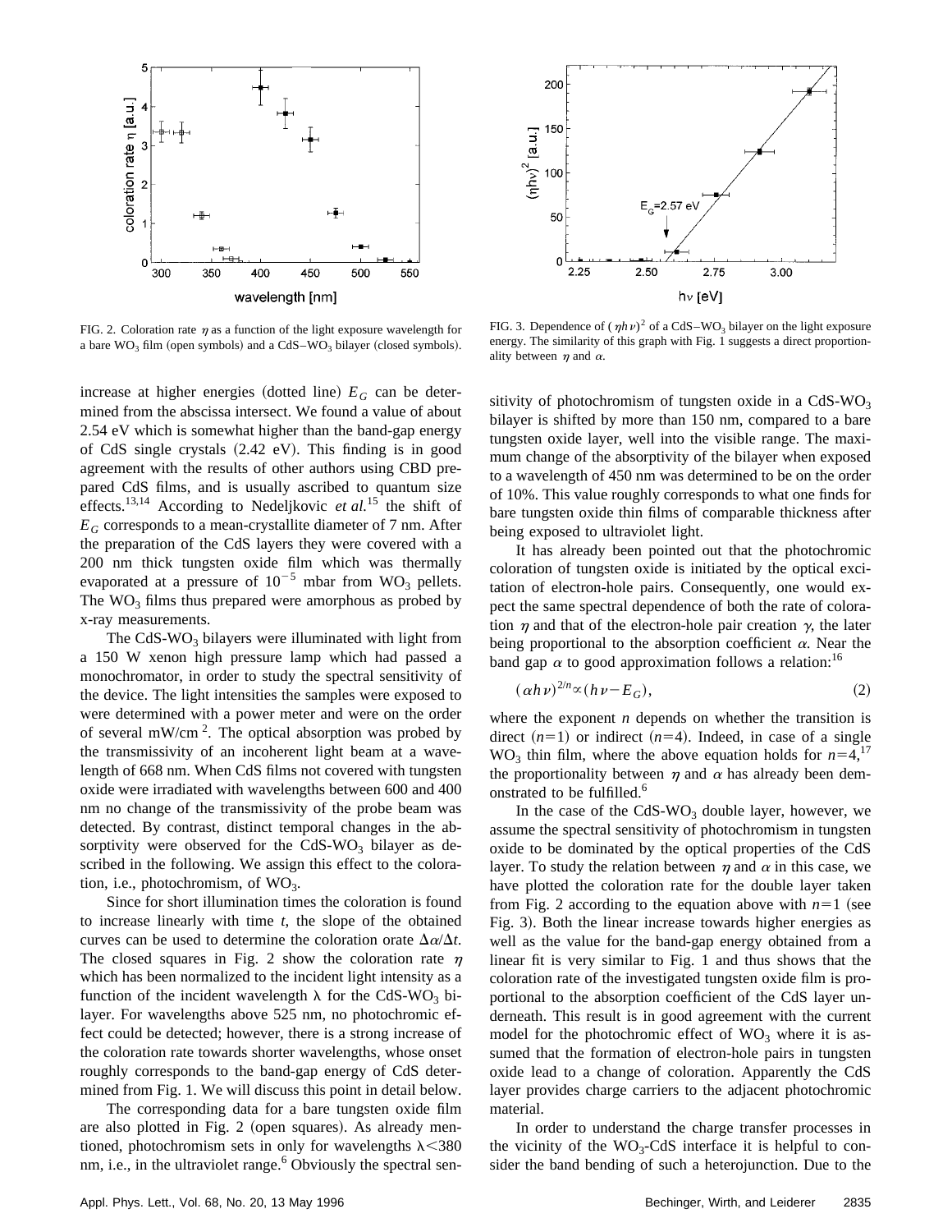FIG. 2. Coloration rate $\eta$ as a function of the light exposure wavelength for a bare $WO_3$ film (open symbols) and a CdS–$WO_3$ bilayer (closed symbols).

FIG. 3. Dependence of $(\eta h\nu)^2$ of a CdS–$WO_3$ bilayer on the light exposure energy. The similarity of this graph with Fig. 1 suggests a direct proportionality between $\eta$ and $\alpha$.

increase at higher energies (dotted line) $E_G$ can be determined from the abscissa intersect. We found a value of about 2.54 eV which is somewhat higher than the band-gap energy of CdS single crystals (2.42 eV). This finding is in good agreement with the results of other authors using CBD prepared CdS films, and is usually ascribed to quantum size effects.[13,14] According to Nedeljkovic *et al.*[15] the shift of $E_G$ corresponds to a mean-crystallite diameter of 7 nm. After the preparation of the CdS layers they were covered with a 200 nm thick tungsten oxide film which was thermally evaporated at a pressure of $10^{-5}$ mbar from $WO_3$ pellets. The $WO_3$ films thus prepared were amorphous as probed by x-ray measurements.

The CdS-$WO_3$ bilayers were illuminated with light from a 150 W xenon high pressure lamp which had passed a monochromator, in order to study the spectral sensitivity of the device. The light intensities the samples were exposed to were determined with a power meter and were on the order of several mW/cm $^2$. The optical absorption was probed by the transmissivity of an incoherent light beam at a wavelength of 668 nm. When CdS films not covered with tungsten oxide were irradiated with wavelengths between 600 and 400 nm no change of the transmissivity of the probe beam was detected. By contrast, distinct temporal changes in the absorptivity were observed for the CdS-$WO_3$ bilayer as described in the following. We assign this effect to the coloration, i.e., photochromism, of $WO_3$.

Since for short illumination times the coloration is found to increase linearly with time $t$, the slope of the obtained curves can be used to determine the coloration orate $\Delta\alpha/\Delta t$. The closed squares in Fig. 2 show the coloration rate $\eta$ which has been normalized to the incident light intensity as a function of the incident wavelength $\lambda$ for the CdS-$WO_3$ bilayer. For wavelengths above 525 nm, no photochromic effect could be detected; however, there is a strong increase of the coloration rate towards shorter wavelengths, whose onset roughly corresponds to the band-gap energy of CdS determined from Fig. 1. We will discuss this point in detail below.

The corresponding data for a bare tungsten oxide film are also plotted in Fig. 2 (open squares). As already mentioned, photochromism sets in only for wavelengths $\lambda<380$ nm, i.e., in the ultraviolet range.[6] Obviously the spectral sensitivity of photochromism of tungsten oxide in a CdS-$WO_3$ bilayer is shifted by more than 150 nm, compared to a bare tungsten oxide layer, well into the visible range. The maximum change of the absorptivity of the bilayer when exposed to a wavelength of 450 nm was determined to be on the order of 10%. This value roughly corresponds to what one finds for bare tungsten oxide thin films of comparable thickness after being exposed to ultraviolet light.

It has already been pointed out that the photochromic coloration of tungsten oxide is initiated by the optical excitation of electron-hole pairs. Consequently, one would expect the same spectral dependence of both the rate of coloration $\eta$ and that of the electron-hole pair creation $\gamma$, the later being proportional to the absorption coefficient $\alpha$. Near the band gap $\alpha$ to good approximation follows a relation:[16]

$$(\alpha h\nu)^{2/n} \propto (h\nu - E_G), \tag{2}$$

where the exponent $n$ depends on whether the transition is direct $(n=1)$ or indirect $(n=4)$. Indeed, in case of a single $WO_3$ thin film, where the above equation holds for $n=4$,[17] the proportionality between $\eta$ and $\alpha$ has already been demonstrated to be fulfilled.[6]

In the case of the CdS-$WO_3$ double layer, however, we assume the spectral sensitivity of photochromism in tungsten oxide to be dominated by the optical properties of the CdS layer. To study the relation between $\eta$ and $\alpha$ in this case, we have plotted the coloration rate for the double layer taken from Fig. 2 according to the equation above with $n=1$ (see Fig. 3). Both the linear increase towards higher energies as well as the value for the band-gap energy obtained from a linear fit is very similar to Fig. 1 and thus shows that the coloration rate of the investigated tungsten oxide film is proportional to the absorption coefficient of the CdS layer underneath. This result is in good agreement with the current model for the photochromic effect of $WO_3$ where it is assumed that the formation of electron-hole pairs in tungsten oxide lead to a change of coloration. Apparently the CdS layer provides charge carriers to the adjacent photochromic material.

In order to understand the charge transfer processes in the vicinity of the $WO_3$-CdS interface it is helpful to consider the band bending of such a heterojunction. Due to the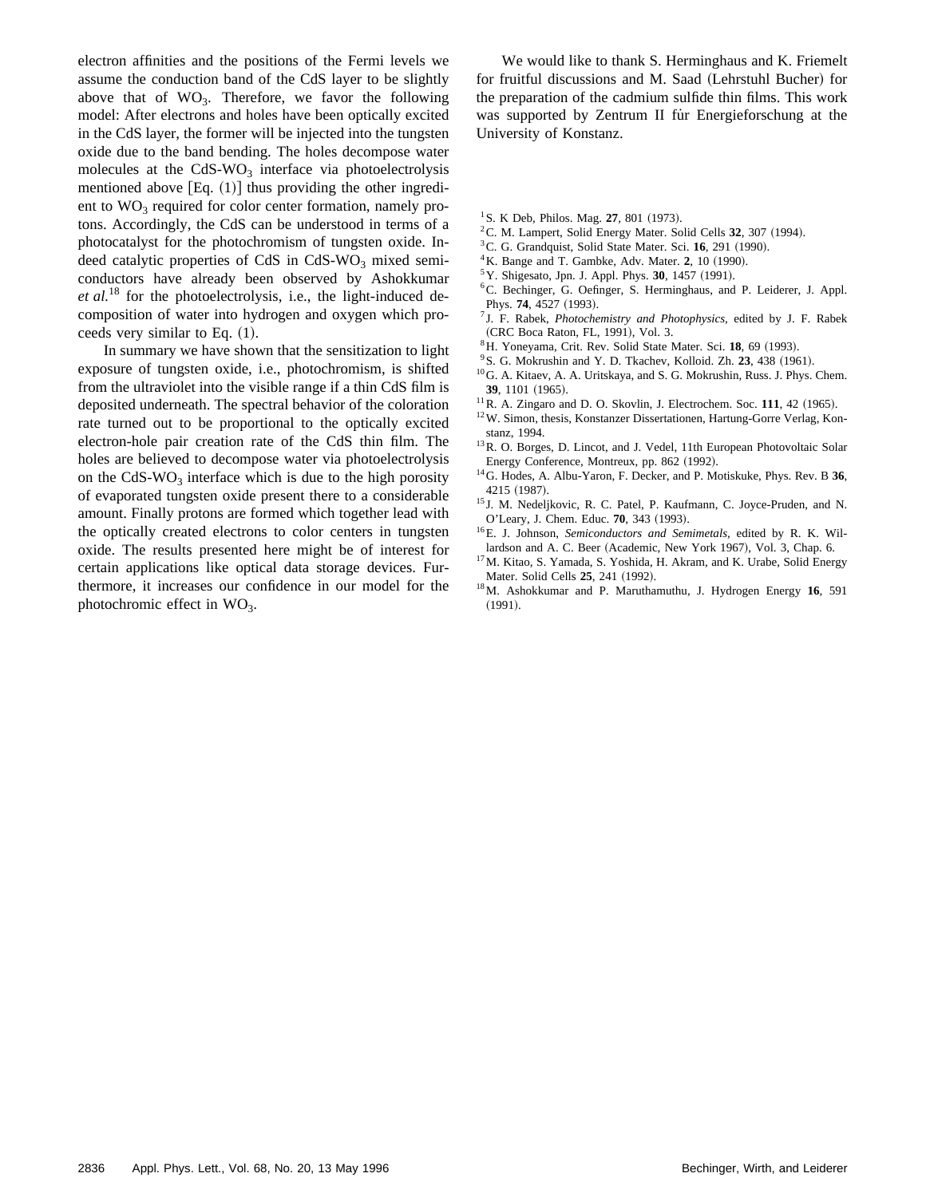electron affinities and the positions of the Fermi levels we assume the conduction band of the CdS layer to be slightly above that of $WO_3$. Therefore, we favor the following model: After electrons and holes have been optically excited in the CdS layer, the former will be injected into the tungsten oxide due to the band bending. The holes decompose water molecules at the CdS-$WO_3$ interface via photoelectrolysis mentioned above [Eq. (1)] thus providing the other ingredient to $WO_3$ required for color center formation, namely protons. Accordingly, the CdS can be understood in terms of a photocatalyst for the photochromism of tungsten oxide. Indeed catalytic properties of CdS in CdS-$WO_3$ mixed semiconductors have already been observed by Ashokkumar *et al.*[18] for the photoelectrolysis, i.e., the light-induced decomposition of water into hydrogen and oxygen which proceeds very similar to Eq. (1).

In summary we have shown that the sensitization to light exposure of tungsten oxide, i.e., photochromism, is shifted from the ultraviolet into the visible range if a thin CdS film is deposited underneath. The spectral behavior of the coloration rate turned out to be proportional to the optically excited electron-hole pair creation rate of the CdS thin film. The holes are believed to decompose water via photoelectrolysis on the CdS-$WO_3$ interface which is due to the high porosity of evaporated tungsten oxide present there to a considerable amount. Finally protons are formed which together lead with the optically created electrons to color centers in tungsten oxide. The results presented here might be of interest for certain applications like optical data storage devices. Furthermore, it increases our confidence in our model for the photochromic effect in $WO_3$.

We would like to thank S. Herminghaus and K. Friemelt for fruitful discussions and M. Saad (Lehrstuhl Bucher) for the preparation of the cadmium sulfide thin films. This work was supported by Zentrum II für Energieforschung at the University of Konstanz.

[1] S. K Deb, Philos. Mag. **27**, 801 (1973).
[2] C. M. Lampert, Solid Energy Mater. Solid Cells **32**, 307 (1994).
[3] C. G. Grandquist, Solid State Mater. Sci. **16**, 291 (1990).
[4] K. Bange and T. Gambke, Adv. Mater. **2**, 10 (1990).
[5] Y. Shigesato, Jpn. J. Appl. Phys. **30**, 1457 (1991).
[6] C. Bechinger, G. Oefinger, S. Herminghaus, and P. Leiderer, J. Appl. Phys. **74**, 4527 (1993).
[7] J. F. Rabek, *Photochemistry and Photophysics*, edited by J. F. Rabek (CRC Boca Raton, FL, 1991), Vol. 3.
[8] H. Yoneyama, Crit. Rev. Solid State Mater. Sci. **18**, 69 (1993).
[9] S. G. Mokrushin and Y. D. Tkachev, Kolloid. Zh. **23**, 438 (1961).
[10] G. A. Kitaev, A. A. Uritskaya, and S. G. Mokrushin, Russ. J. Phys. Chem. **39**, 1101 (1965).
[11] R. A. Zingaro and D. O. Skovlin, J. Electrochem. Soc. **111**, 42 (1965).
[12] W. Simon, thesis, Konstanzer Dissertationen, Hartung-Gorre Verlag, Konstanz, 1994.
[13] R. O. Borges, D. Lincot, and J. Vedel, 11th European Photovoltaic Solar Energy Conference, Montreux, pp. 862 (1992).
[14] G. Hodes, A. Albu-Yaron, F. Decker, and P. Motiskuke, Phys. Rev. B **36**, 4215 (1987).
[15] J. M. Nedeljkovic, R. C. Patel, P. Kaufmann, C. Joyce-Pruden, and N. O'Leary, J. Chem. Educ. **70**, 343 (1993).
[16] E. J. Johnson, *Semiconductors and Semimetals*, edited by R. K. Willardson and A. C. Beer (Academic, New York 1967), Vol. 3, Chap. 6.
[17] M. Kitao, S. Yamada, S. Yoshida, H. Akram, and K. Urabe, Solid Energy Mater. Solid Cells **25**, 241 (1992).
[18] M. Ashokkumar and P. Maruthamuthu, J. Hydrogen Energy **16**, 591 (1991).